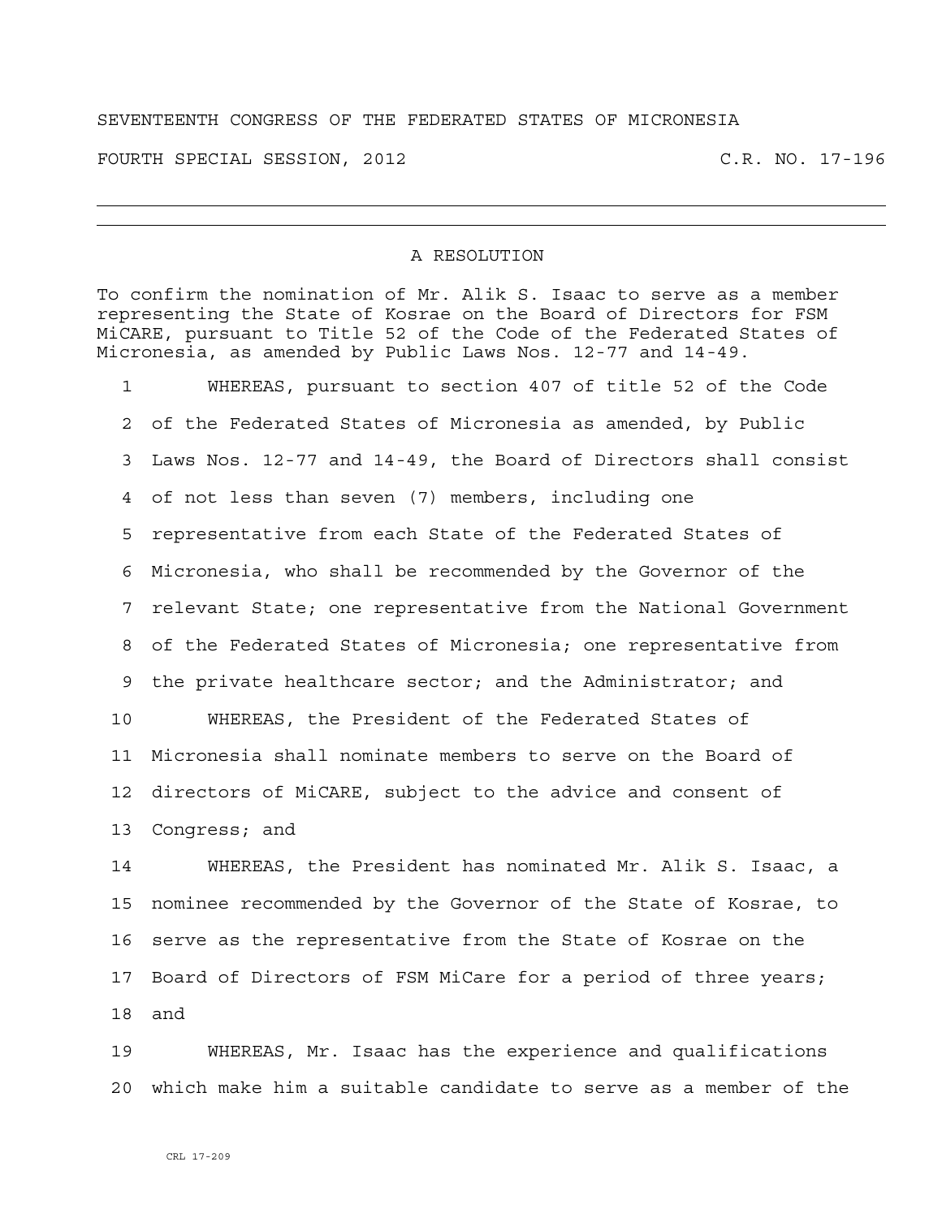SEVENTEENTH CONGRESS OF THE FEDERATED STATES OF MICRONESIA

FOURTH SPECIAL SESSION, 2012 C.R. NO. 17-196

---

## A RESOLUTION

To confirm the nomination of Mr. Alik S. Isaac to serve as a member representing the State of Kosrae on the Board of Directors for FSM MiCARE, pursuant to Title 52 of the Code of the Federated States of Micronesia, as amended by Public Laws Nos. 12-77 and 14-49.

1 WHEREAS, pursuant to section 407 of title 52 of the Code
2 of the Federated States of Micronesia as amended, by Public
3 Laws Nos. 12-77 and 14-49, the Board of Directors shall consist
4 of not less than seven (7) members, including one
5 representative from each State of the Federated States of
6 Micronesia, who shall be recommended by the Governor of the
7 relevant State; one representative from the National Government
8 of the Federated States of Micronesia; one representative from
9 the private healthcare sector; and the Administrator; and
10 WHEREAS, the President of the Federated States of
11 Micronesia shall nominate members to serve on the Board of
12 directors of MiCARE, subject to the advice and consent of
13 Congress; and
14 WHEREAS, the President has nominated Mr. Alik S. Isaac, a
15 nominee recommended by the Governor of the State of Kosrae, to
16 serve as the representative from the State of Kosrae on the
17 Board of Directors of FSM MiCare for a period of three years;
18 and
19 WHEREAS, Mr. Isaac has the experience and qualifications
20 which make him a suitable candidate to serve as a member of the

CRL 17-209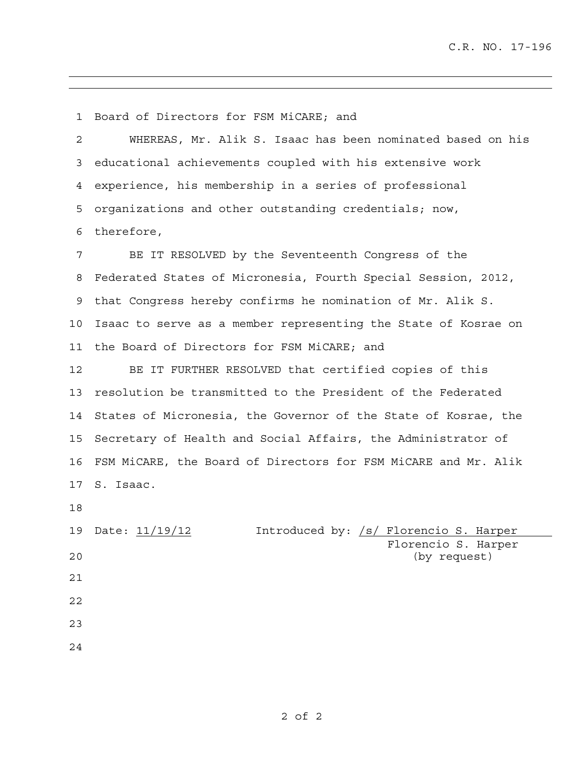Board of Directors for FSM MiCARE; and

WHEREAS, Mr. Alik S. Isaac has been nominated based on his educational achievements coupled with his extensive work experience, his membership in a series of professional organizations and other outstanding credentials; now, therefore,

BE IT RESOLVED by the Seventeenth Congress of the Federated States of Micronesia, Fourth Special Session, 2012, that Congress hereby confirms he nomination of Mr. Alik S. Isaac to serve as a member representing the State of Kosrae on the Board of Directors for FSM MiCARE; and

BE IT FURTHER RESOLVED that certified copies of this resolution be transmitted to the President of the Federated States of Micronesia, the Governor of the State of Kosrae, the Secretary of Health and Social Affairs, the Administrator of FSM MiCARE, the Board of Directors for FSM MiCARE and Mr. Alik S. Isaac.

Date: 11/19/12

Introduced by: /s/ Florencio S. Harper
Florencio S. Harper
(by request)